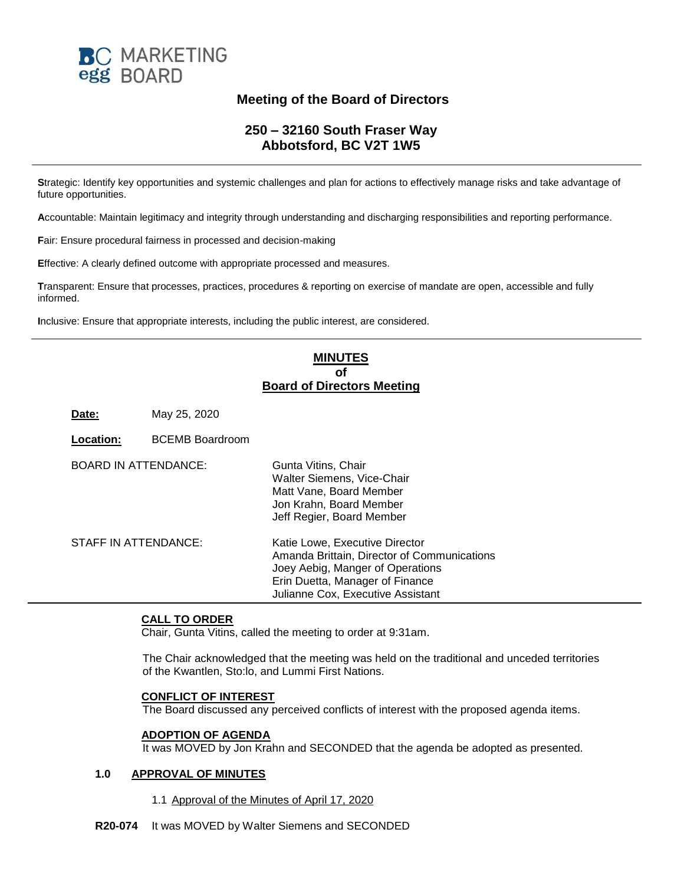BC MARKETING egg BOARD

## Meeting of the Board of Directors

### 250 – 32160 South Fraser Way
### Abbotsford, BC V2T 1W5

---

**S**trategic: Identify key opportunities and systemic challenges and plan for actions to effectively manage risks and take advantage of future opportunities.

**A**ccountable: Maintain legitimacy and integrity through understanding and discharging responsibilities and reporting performance.

**F**air: Ensure procedural fairness in processed and decision-making

**E**ffective: A clearly defined outcome with appropriate processed and measures.

**T**ransparent: Ensure that processes, practices, procedures & reporting on exercise of mandate are open, accessible and fully informed.

**I**nclusive: Ensure that appropriate interests, including the public interest, are considered.

---

# MINUTES of Board of Directors Meeting

**Date:** May 25, 2020

**Location:** BCEMB Boardroom

BOARD IN ATTENDANCE:
- Gunta Vitins, Chair
- Walter Siemens, Vice-Chair
- Matt Vane, Board Member
- Jon Krahn, Board Member
- Jeff Regier, Board Member

STAFF IN ATTENDANCE:
- Katie Lowe, Executive Director
- Amanda Brittain, Director of Communications
- Joey Aebig, Manger of Operations
- Erin Duetta, Manager of Finance
- Julianne Cox, Executive Assistant

---

**CALL TO ORDER**

Chair, Gunta Vitins, called the meeting to order at 9:31am.

The Chair acknowledged that the meeting was held on the traditional and unceded territories of the Kwantlen, Sto:lo, and Lummi First Nations.

**CONFLICT OF INTEREST**

The Board discussed any perceived conflicts of interest with the proposed agenda items.

**ADOPTION OF AGENDA**

It was MOVED by Jon Krahn and SECONDED that the agenda be adopted as presented.

## 1.0 APPROVAL OF MINUTES

1.1 Approval of the Minutes of April 17, 2020

**R20-074** It was MOVED by Walter Siemens and SECONDED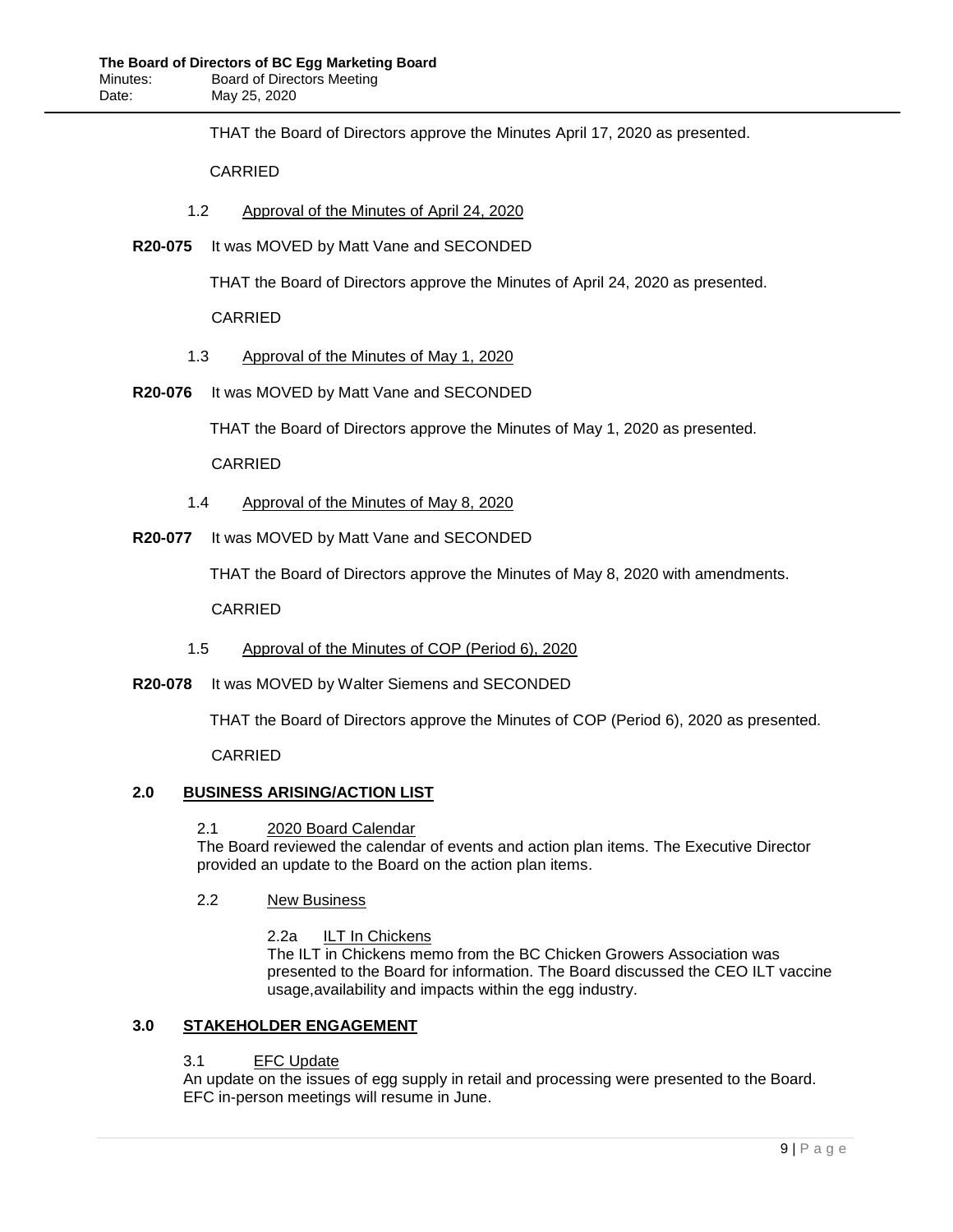THAT the Board of Directors approve the Minutes April 17, 2020 as presented.

CARRIED

1.2 Approval of the Minutes of April 24, 2020

**R20-075** It was MOVED by Matt Vane and SECONDED

THAT the Board of Directors approve the Minutes of April 24, 2020 as presented.

CARRIED

1.3 Approval of the Minutes of May 1, 2020

**R20-076** It was MOVED by Matt Vane and SECONDED

THAT the Board of Directors approve the Minutes of May 1, 2020 as presented.

CARRIED

1.4 Approval of the Minutes of May 8, 2020

**R20-077** It was MOVED by Matt Vane and SECONDED

THAT the Board of Directors approve the Minutes of May 8, 2020 with amendments.

CARRIED

1.5 Approval of the Minutes of COP (Period 6), 2020

**R20-078** It was MOVED by Walter Siemens and SECONDED

THAT the Board of Directors approve the Minutes of COP (Period 6), 2020 as presented.

CARRIED

## 2.0 BUSINESS ARISING/ACTION LIST

2.1 2020 Board Calendar

The Board reviewed the calendar of events and action plan items. The Executive Director provided an update to the Board on the action plan items.

2.2 New Business

2.2a ILT In Chickens

The ILT in Chickens memo from the BC Chicken Growers Association was presented to the Board for information. The Board discussed the CEO ILT vaccine usage,availability and impacts within the egg industry.

## 3.0 STAKEHOLDER ENGAGEMENT

3.1 EFC Update

An update on the issues of egg supply in retail and processing were presented to the Board. EFC in-person meetings will resume in June.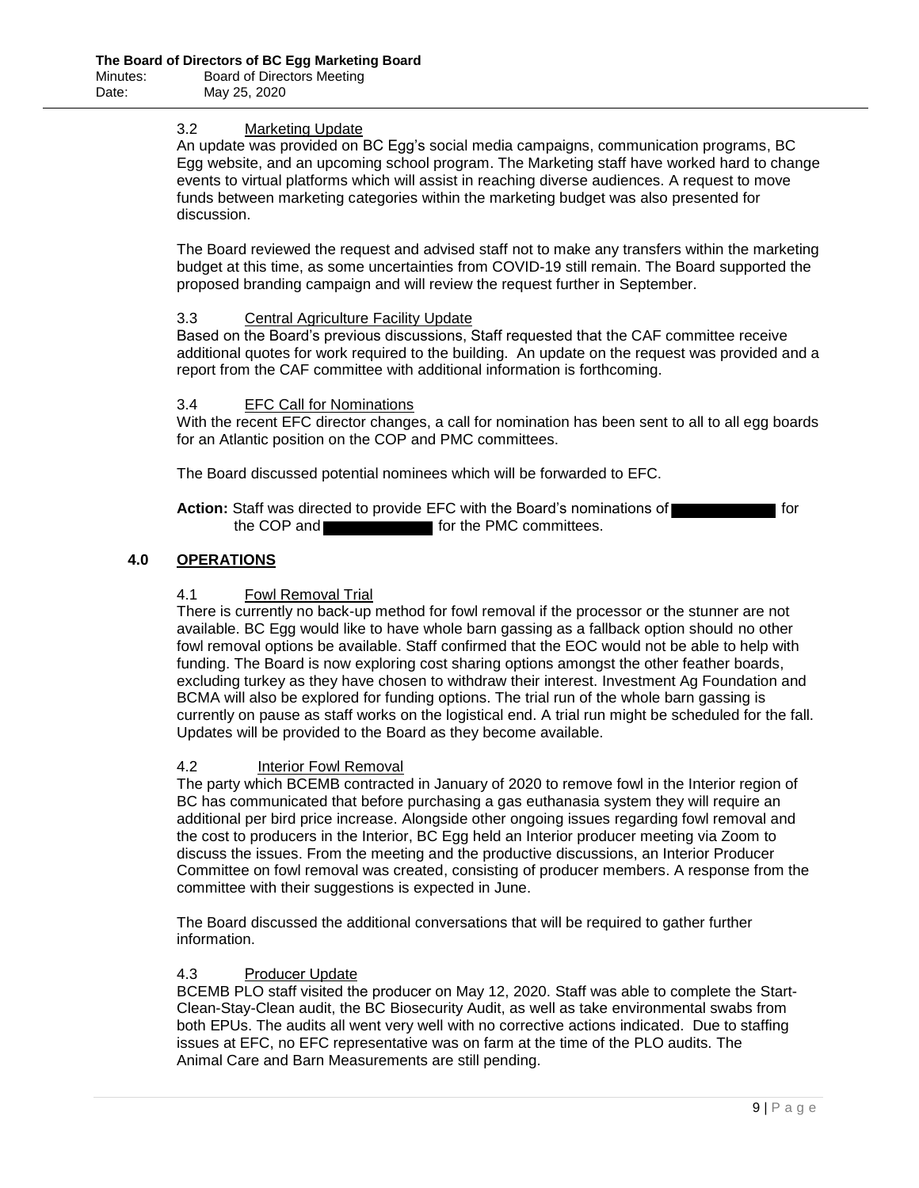### 3.2 Marketing Update

An update was provided on BC Egg's social media campaigns, communication programs, BC Egg website, and an upcoming school program. The Marketing staff have worked hard to change events to virtual platforms which will assist in reaching diverse audiences. A request to move funds between marketing categories within the marketing budget was also presented for discussion.

The Board reviewed the request and advised staff not to make any transfers within the marketing budget at this time, as some uncertainties from COVID-19 still remain. The Board supported the proposed branding campaign and will review the request further in September.

### 3.3 Central Agriculture Facility Update

Based on the Board's previous discussions, Staff requested that the CAF committee receive additional quotes for work required to the building. An update on the request was provided and a report from the CAF committee with additional information is forthcoming.

### 3.4 EFC Call for Nominations

With the recent EFC director changes, a call for nomination has been sent to all to all egg boards for an Atlantic position on the COP and PMC committees.

The Board discussed potential nominees which will be forwarded to EFC.

**Action:** Staff was directed to provide EFC with the Board's nominations of [REDACTED] for the COP and [REDACTED] for the PMC committees.

## 4.0 OPERATIONS

### 4.1 Fowl Removal Trial

There is currently no back-up method for fowl removal if the processor or the stunner are not available. BC Egg would like to have whole barn gassing as a fallback option should no other fowl removal options be available. Staff confirmed that the EOC would not be able to help with funding. The Board is now exploring cost sharing options amongst the other feather boards, excluding turkey as they have chosen to withdraw their interest. Investment Ag Foundation and BCMA will also be explored for funding options. The trial run of the whole barn gassing is currently on pause as staff works on the logistical end. A trial run might be scheduled for the fall. Updates will be provided to the Board as they become available.

### 4.2 Interior Fowl Removal

The party which BCEMB contracted in January of 2020 to remove fowl in the Interior region of BC has communicated that before purchasing a gas euthanasia system they will require an additional per bird price increase. Alongside other ongoing issues regarding fowl removal and the cost to producers in the Interior, BC Egg held an Interior producer meeting via Zoom to discuss the issues. From the meeting and the productive discussions, an Interior Producer Committee on fowl removal was created, consisting of producer members. A response from the committee with their suggestions is expected in June.

The Board discussed the additional conversations that will be required to gather further information.

### 4.3 Producer Update

BCEMB PLO staff visited the producer on May 12, 2020. Staff was able to complete the Start-Clean-Stay-Clean audit, the BC Biosecurity Audit, as well as take environmental swabs from both EPUs. The audits all went very well with no corrective actions indicated. Due to staffing issues at EFC, no EFC representative was on farm at the time of the PLO audits. The Animal Care and Barn Measurements are still pending.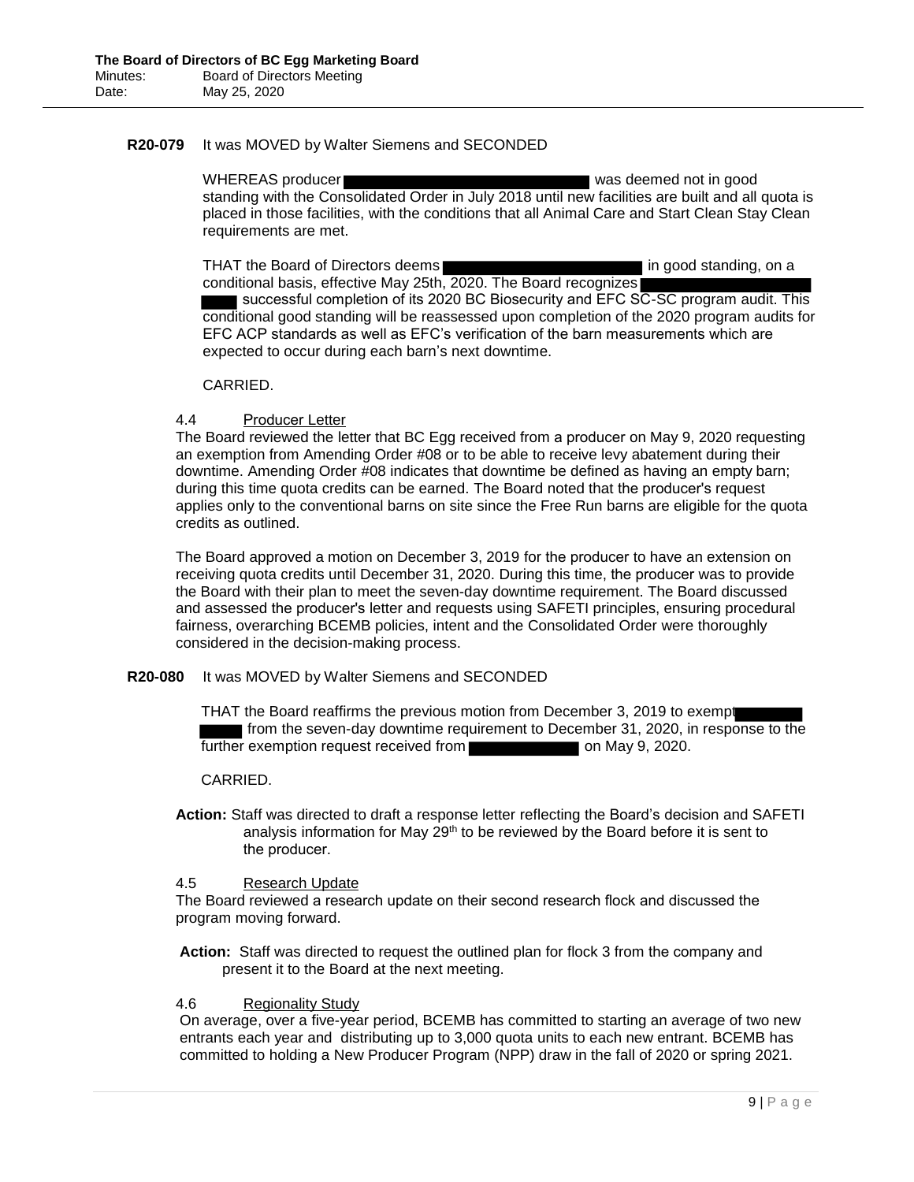**R20-079** It was MOVED by Walter Siemens and SECONDED

WHEREAS producer ██████████████████ was deemed not in good standing with the Consolidated Order in July 2018 until new facilities are built and all quota is placed in those facilities, with the conditions that all Animal Care and Start Clean Stay Clean requirements are met.

THAT the Board of Directors deems ██████████████████ in good standing, on a conditional basis, effective May 25th, 2020. The Board recognizes ██████████████████ successful completion of its 2020 BC Biosecurity and EFC SC-SC program audit. This conditional good standing will be reassessed upon completion of the 2020 program audits for EFC ACP standards as well as EFC's verification of the barn measurements which are expected to occur during each barn's next downtime.

CARRIED.

4.4 Producer Letter

The Board reviewed the letter that BC Egg received from a producer on May 9, 2020 requesting an exemption from Amending Order #08 or to be able to receive levy abatement during their downtime. Amending Order #08 indicates that downtime be defined as having an empty barn; during this time quota credits can be earned. The Board noted that the producer's request applies only to the conventional barns on site since the Free Run barns are eligible for the quota credits as outlined.

The Board approved a motion on December 3, 2019 for the producer to have an extension on receiving quota credits until December 31, 2020. During this time, the producer was to provide the Board with their plan to meet the seven-day downtime requirement. The Board discussed and assessed the producer's letter and requests using SAFETI principles, ensuring procedural fairness, overarching BCEMB policies, intent and the Consolidated Order were thoroughly considered in the decision-making process.

**R20-080** It was MOVED by Walter Siemens and SECONDED

THAT the Board reaffirms the previous motion from December 3, 2019 to exempt ██████████ from the seven-day downtime requirement to December 31, 2020, in response to the further exemption request received from ██████████ on May 9, 2020.

CARRIED.

**Action:** Staff was directed to draft a response letter reflecting the Board's decision and SAFETI analysis information for May 29th to be reviewed by the Board before it is sent to the producer.

4.5 Research Update

The Board reviewed a research update on their second research flock and discussed the program moving forward.

**Action:** Staff was directed to request the outlined plan for flock 3 from the company and present it to the Board at the next meeting.

4.6 Regionality Study

On average, over a five-year period, BCEMB has committed to starting an average of two new entrants each year and distributing up to 3,000 quota units to each new entrant. BCEMB has committed to holding a New Producer Program (NPP) draw in the fall of 2020 or spring 2021.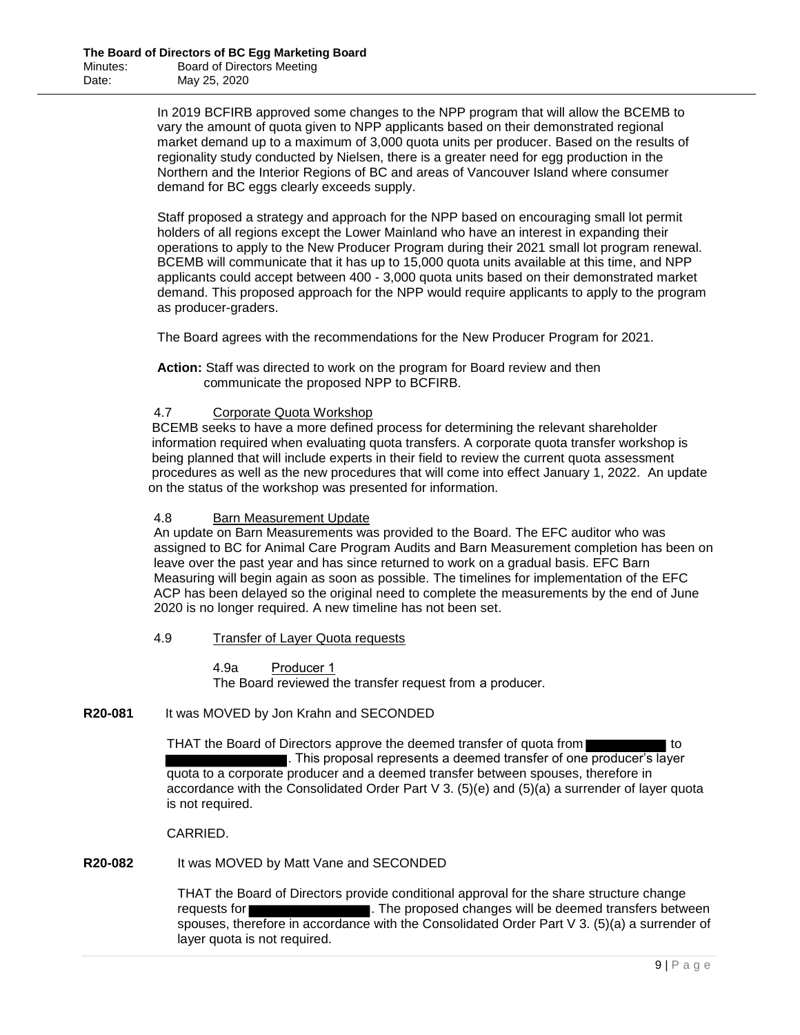In 2019 BCFIRB approved some changes to the NPP program that will allow the BCEMB to vary the amount of quota given to NPP applicants based on their demonstrated regional market demand up to a maximum of 3,000 quota units per producer. Based on the results of regionality study conducted by Nielsen, there is a greater need for egg production in the Northern and the Interior Regions of BC and areas of Vancouver Island where consumer demand for BC eggs clearly exceeds supply.

Staff proposed a strategy and approach for the NPP based on encouraging small lot permit holders of all regions except the Lower Mainland who have an interest in expanding their operations to apply to the New Producer Program during their 2021 small lot program renewal. BCEMB will communicate that it has up to 15,000 quota units available at this time, and NPP applicants could accept between 400 - 3,000 quota units based on their demonstrated market demand. This proposed approach for the NPP would require applicants to apply to the program as producer-graders.

The Board agrees with the recommendations for the New Producer Program for 2021.

**Action:** Staff was directed to work on the program for Board review and then communicate the proposed NPP to BCFIRB.

4.7 Corporate Quota Workshop

BCEMB seeks to have a more defined process for determining the relevant shareholder information required when evaluating quota transfers. A corporate quota transfer workshop is being planned that will include experts in their field to review the current quota assessment procedures as well as the new procedures that will come into effect January 1, 2022. An update on the status of the workshop was presented for information.

4.8 Barn Measurement Update

An update on Barn Measurements was provided to the Board. The EFC auditor who was assigned to BC for Animal Care Program Audits and Barn Measurement completion has been on leave over the past year and has since returned to work on a gradual basis. EFC Barn Measuring will begin again as soon as possible. The timelines for implementation of the EFC ACP has been delayed so the original need to complete the measurements by the end of June 2020 is no longer required. A new timeline has not been set.

4.9 Transfer of Layer Quota requests

4.9a Producer 1

The Board reviewed the transfer request from a producer.

**R20-081** It was MOVED by Jon Krahn and SECONDED

THAT the Board of Directors approve the deemed transfer of quota from [REDACTED] to [REDACTED]. This proposal represents a deemed transfer of one producer's layer quota to a corporate producer and a deemed transfer between spouses, therefore in accordance with the Consolidated Order Part V 3. (5)(e) and (5)(a) a surrender of layer quota is not required.

CARRIED.

**R20-082** It was MOVED by Matt Vane and SECONDED

THAT the Board of Directors provide conditional approval for the share structure change requests for [REDACTED]. The proposed changes will be deemed transfers between spouses, therefore in accordance with the Consolidated Order Part V 3. (5)(a) a surrender of layer quota is not required.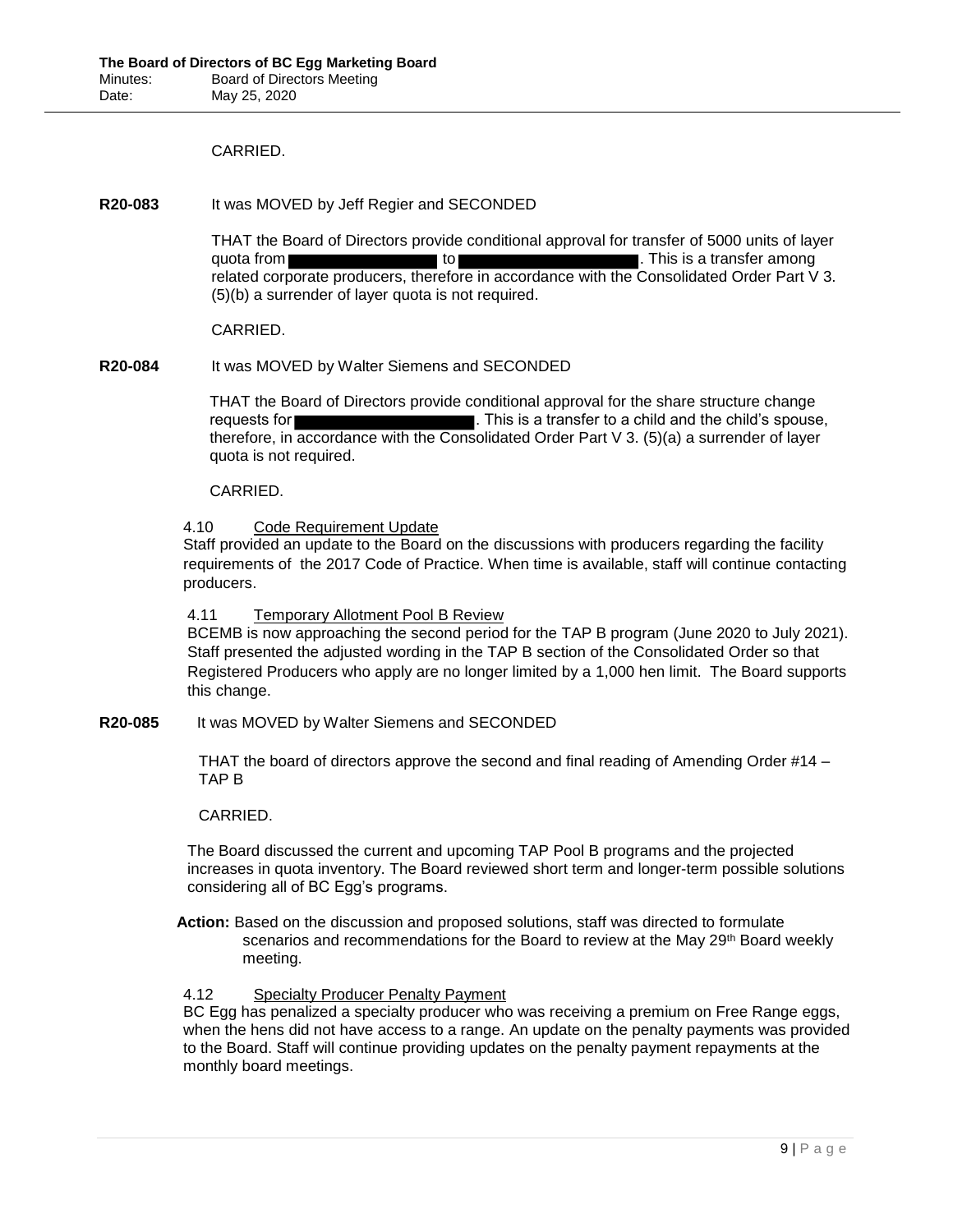CARRIED.

**R20-083** It was MOVED by Jeff Regier and SECONDED

THAT the Board of Directors provide conditional approval for transfer of 5000 units of layer quota from ████████ to ████████. This is a transfer among related corporate producers, therefore in accordance with the Consolidated Order Part V 3. (5)(b) a surrender of layer quota is not required.

CARRIED.

**R20-084** It was MOVED by Walter Siemens and SECONDED

THAT the Board of Directors provide conditional approval for the share structure change requests for ████████. This is a transfer to a child and the child's spouse, therefore, in accordance with the Consolidated Order Part V 3. (5)(a) a surrender of layer quota is not required.

CARRIED.

4.10 Code Requirement Update

Staff provided an update to the Board on the discussions with producers regarding the facility requirements of the 2017 Code of Practice. When time is available, staff will continue contacting producers.

4.11 Temporary Allotment Pool B Review

BCEMB is now approaching the second period for the TAP B program (June 2020 to July 2021). Staff presented the adjusted wording in the TAP B section of the Consolidated Order so that Registered Producers who apply are no longer limited by a 1,000 hen limit. The Board supports this change.

**R20-085** It was MOVED by Walter Siemens and SECONDED

THAT the board of directors approve the second and final reading of Amending Order #14 – TAP B

CARRIED.

The Board discussed the current and upcoming TAP Pool B programs and the projected increases in quota inventory. The Board reviewed short term and longer-term possible solutions considering all of BC Egg's programs.

**Action:** Based on the discussion and proposed solutions, staff was directed to formulate scenarios and recommendations for the Board to review at the May 29th Board weekly meeting.

4.12 Specialty Producer Penalty Payment

BC Egg has penalized a specialty producer who was receiving a premium on Free Range eggs, when the hens did not have access to a range. An update on the penalty payments was provided to the Board. Staff will continue providing updates on the penalty payment repayments at the monthly board meetings.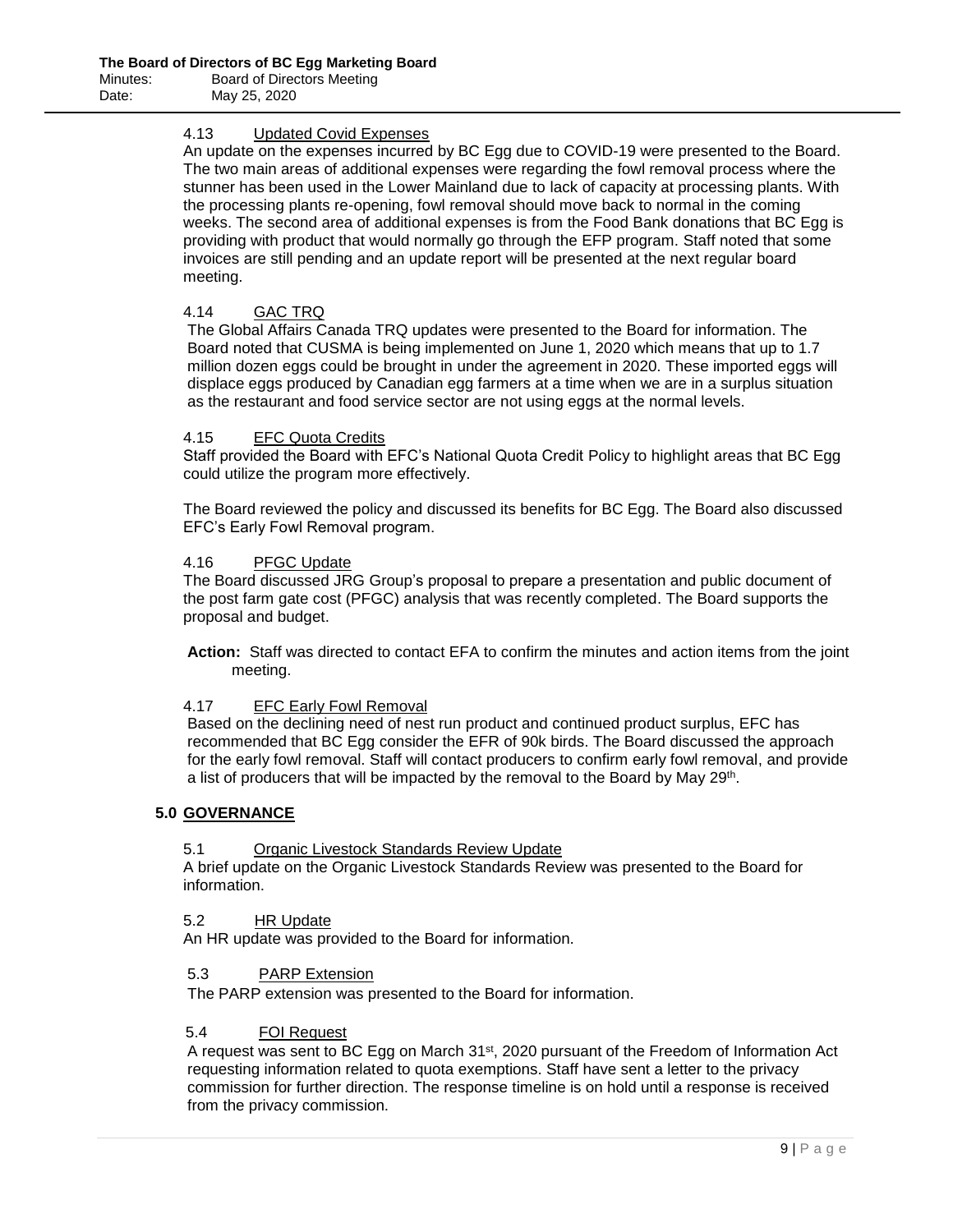4.13 Updated Covid Expenses

An update on the expenses incurred by BC Egg due to COVID-19 were presented to the Board. The two main areas of additional expenses were regarding the fowl removal process where the stunner has been used in the Lower Mainland due to lack of capacity at processing plants. With the processing plants re-opening, fowl removal should move back to normal in the coming weeks. The second area of additional expenses is from the Food Bank donations that BC Egg is providing with product that would normally go through the EFP program. Staff noted that some invoices are still pending and an update report will be presented at the next regular board meeting.

4.14 GAC TRQ

The Global Affairs Canada TRQ updates were presented to the Board for information. The Board noted that CUSMA is being implemented on June 1, 2020 which means that up to 1.7 million dozen eggs could be brought in under the agreement in 2020. These imported eggs will displace eggs produced by Canadian egg farmers at a time when we are in a surplus situation as the restaurant and food service sector are not using eggs at the normal levels.

4.15 EFC Quota Credits

Staff provided the Board with EFC's National Quota Credit Policy to highlight areas that BC Egg could utilize the program more effectively.

The Board reviewed the policy and discussed its benefits for BC Egg. The Board also discussed EFC's Early Fowl Removal program.

4.16 PFGC Update

The Board discussed JRG Group's proposal to prepare a presentation and public document of the post farm gate cost (PFGC) analysis that was recently completed. The Board supports the proposal and budget.

**Action:** Staff was directed to contact EFA to confirm the minutes and action items from the joint meeting.

4.17 EFC Early Fowl Removal

Based on the declining need of nest run product and continued product surplus, EFC has recommended that BC Egg consider the EFR of 90k birds. The Board discussed the approach for the early fowl removal. Staff will contact producers to confirm early fowl removal, and provide a list of producers that will be impacted by the removal to the Board by May 29th.

## 5.0 GOVERNANCE

5.1 Organic Livestock Standards Review Update

A brief update on the Organic Livestock Standards Review was presented to the Board for information.

5.2 HR Update

An HR update was provided to the Board for information.

5.3 PARP Extension

The PARP extension was presented to the Board for information.

5.4 FOI Request

A request was sent to BC Egg on March 31st, 2020 pursuant of the Freedom of Information Act requesting information related to quota exemptions. Staff have sent a letter to the privacy commission for further direction. The response timeline is on hold until a response is received from the privacy commission.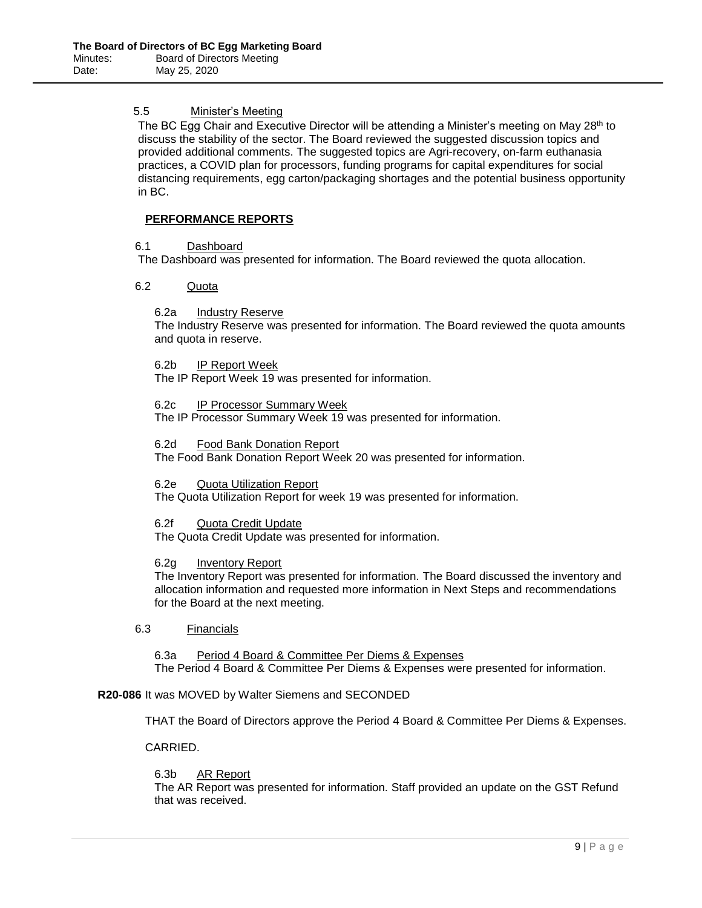5.5 Minister's Meeting

The BC Egg Chair and Executive Director will be attending a Minister's meeting on May 28th to discuss the stability of the sector. The Board reviewed the suggested discussion topics and provided additional comments. The suggested topics are Agri-recovery, on-farm euthanasia practices, a COVID plan for processors, funding programs for capital expenditures for social distancing requirements, egg carton/packaging shortages and the potential business opportunity in BC.

## PERFORMANCE REPORTS

6.1 Dashboard

The Dashboard was presented for information. The Board reviewed the quota allocation.

6.2 Quota

6.2a Industry Reserve

The Industry Reserve was presented for information. The Board reviewed the quota amounts and quota in reserve.

6.2b IP Report Week

The IP Report Week 19 was presented for information.

6.2c IP Processor Summary Week

The IP Processor Summary Week 19 was presented for information.

6.2d Food Bank Donation Report

The Food Bank Donation Report Week 20 was presented for information.

6.2e Quota Utilization Report

The Quota Utilization Report for week 19 was presented for information.

6.2f Quota Credit Update

The Quota Credit Update was presented for information.

6.2g Inventory Report

The Inventory Report was presented for information. The Board discussed the inventory and allocation information and requested more information in Next Steps and recommendations for the Board at the next meeting.

6.3 Financials

6.3a Period 4 Board & Committee Per Diems & Expenses

The Period 4 Board & Committee Per Diems & Expenses were presented for information.

**R20-086** It was MOVED by Walter Siemens and SECONDED

THAT the Board of Directors approve the Period 4 Board & Committee Per Diems & Expenses.

CARRIED.

6.3b AR Report

The AR Report was presented for information. Staff provided an update on the GST Refund that was received.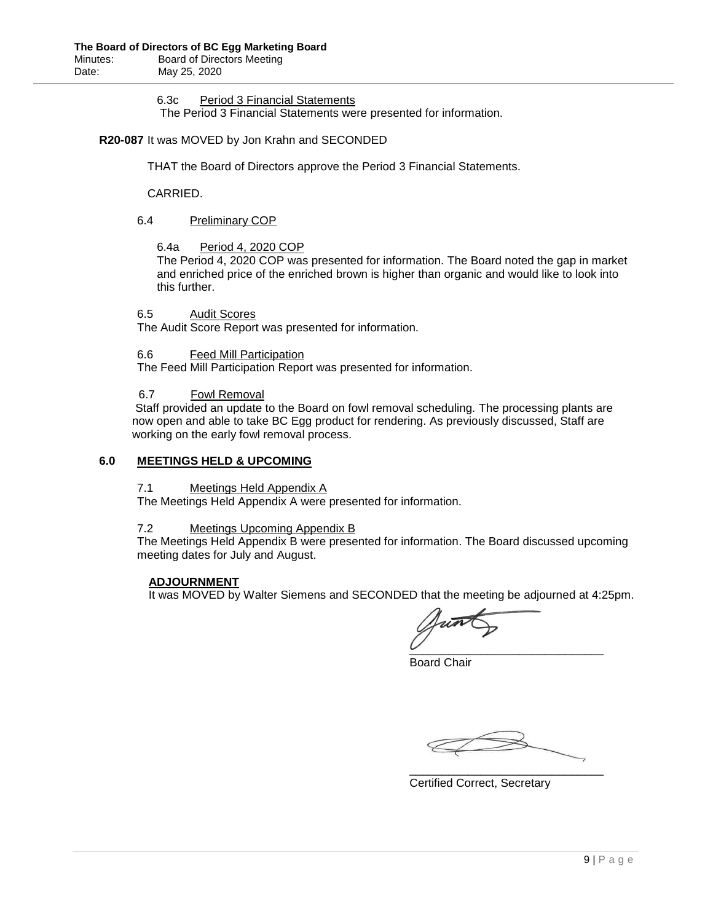6.3c Period 3 Financial Statements

The Period 3 Financial Statements were presented for information.

**R20-087** It was MOVED by Jon Krahn and SECONDED

THAT the Board of Directors approve the Period 3 Financial Statements.

CARRIED.

6.4 Preliminary COP

6.4a Period 4, 2020 COP

The Period 4, 2020 COP was presented for information. The Board noted the gap in market and enriched price of the enriched brown is higher than organic and would like to look into this further.

6.5 Audit Scores

The Audit Score Report was presented for information.

6.6 Feed Mill Participation

The Feed Mill Participation Report was presented for information.

6.7 Fowl Removal

Staff provided an update to the Board on fowl removal scheduling. The processing plants are now open and able to take BC Egg product for rendering. As previously discussed, Staff are working on the early fowl removal process.

## 6.0 MEETINGS HELD & UPCOMING

7.1 Meetings Held Appendix A

The Meetings Held Appendix A were presented for information.

7.2 Meetings Upcoming Appendix B

The Meetings Held Appendix B were presented for information. The Board discussed upcoming meeting dates for July and August.

**ADJOURNMENT**

It was MOVED by Walter Siemens and SECONDED that the meeting be adjourned at 4:25pm.

_______________________________

Board Chair

_______________________________

Certified Correct, Secretary